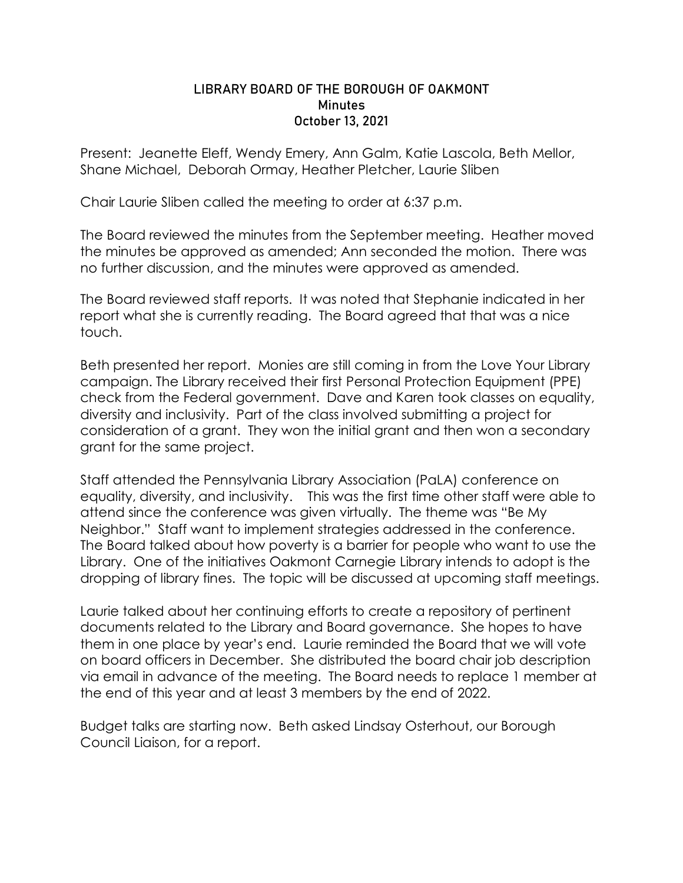# LIBRARY BOARD OF THE BOROUGH OF OAKMONT
## Minutes
## October 13, 2021

Present: Jeanette Eleff, Wendy Emery, Ann Galm, Katie Lascola, Beth Mellor, Shane Michael, Deborah Ormay, Heather Pletcher, Laurie Sliben

Chair Laurie Sliben called the meeting to order at 6:37 p.m.

The Board reviewed the minutes from the September meeting. Heather moved the minutes be approved as amended; Ann seconded the motion. There was no further discussion, and the minutes were approved as amended.

The Board reviewed staff reports. It was noted that Stephanie indicated in her report what she is currently reading. The Board agreed that that was a nice touch.

Beth presented her report. Monies are still coming in from the Love Your Library campaign. The Library received their first Personal Protection Equipment (PPE) check from the Federal government. Dave and Karen took classes on equality, diversity and inclusivity. Part of the class involved submitting a project for consideration of a grant. They won the initial grant and then won a secondary grant for the same project.

Staff attended the Pennsylvania Library Association (PaLA) conference on equality, diversity, and inclusivity. This was the first time other staff were able to attend since the conference was given virtually. The theme was "Be My Neighbor." Staff want to implement strategies addressed in the conference. The Board talked about how poverty is a barrier for people who want to use the Library. One of the initiatives Oakmont Carnegie Library intends to adopt is the dropping of library fines. The topic will be discussed at upcoming staff meetings.

Laurie talked about her continuing efforts to create a repository of pertinent documents related to the Library and Board governance. She hopes to have them in one place by year's end. Laurie reminded the Board that we will vote on board officers in December. She distributed the board chair job description via email in advance of the meeting. The Board needs to replace 1 member at the end of this year and at least 3 members by the end of 2022.

Budget talks are starting now. Beth asked Lindsay Osterhout, our Borough Council Liaison, for a report.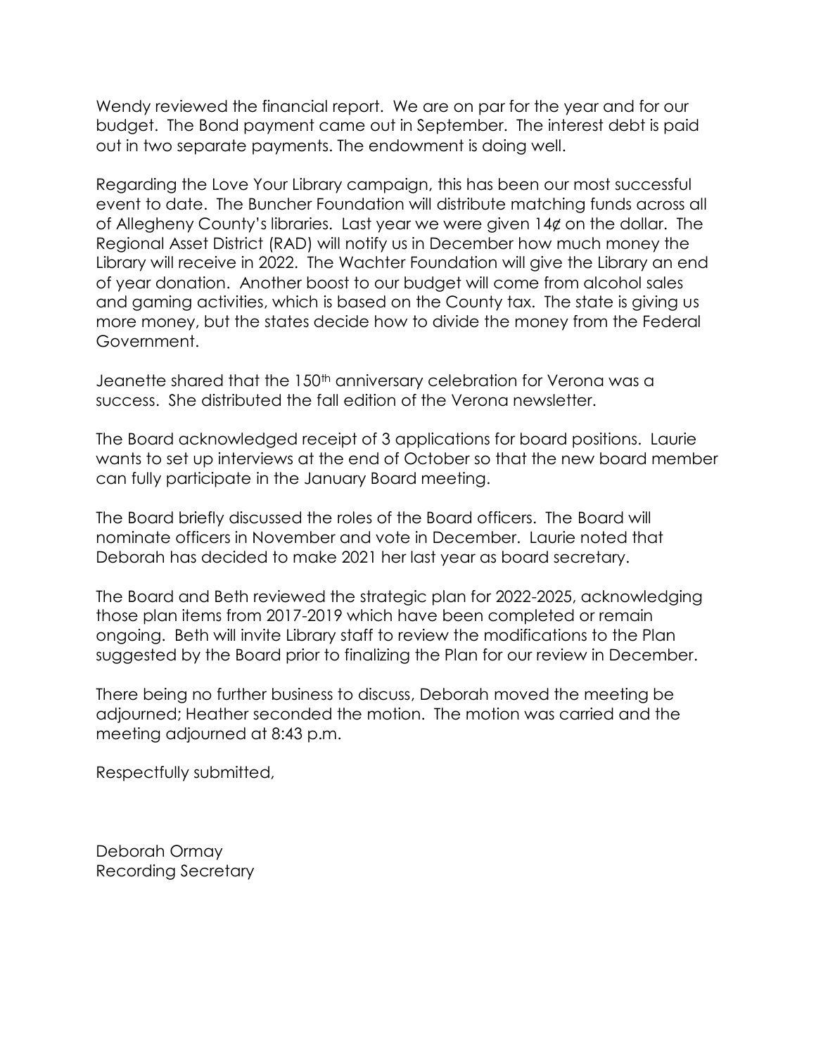Wendy reviewed the financial report. We are on par for the year and for our budget. The Bond payment came out in September. The interest debt is paid out in two separate payments. The endowment is doing well.

Regarding the Love Your Library campaign, this has been our most successful event to date. The Buncher Foundation will distribute matching funds across all of Allegheny County's libraries. Last year we were given 14¢ on the dollar. The Regional Asset District (RAD) will notify us in December how much money the Library will receive in 2022. The Wachter Foundation will give the Library an end of year donation. Another boost to our budget will come from alcohol sales and gaming activities, which is based on the County tax. The state is giving us more money, but the states decide how to divide the money from the Federal Government.

Jeanette shared that the 150th anniversary celebration for Verona was a success. She distributed the fall edition of the Verona newsletter.

The Board acknowledged receipt of 3 applications for board positions. Laurie wants to set up interviews at the end of October so that the new board member can fully participate in the January Board meeting.

The Board briefly discussed the roles of the Board officers. The Board will nominate officers in November and vote in December. Laurie noted that Deborah has decided to make 2021 her last year as board secretary.

The Board and Beth reviewed the strategic plan for 2022-2025, acknowledging those plan items from 2017-2019 which have been completed or remain ongoing. Beth will invite Library staff to review the modifications to the Plan suggested by the Board prior to finalizing the Plan for our review in December.

There being no further business to discuss, Deborah moved the meeting be adjourned; Heather seconded the motion. The motion was carried and the meeting adjourned at 8:43 p.m.

Respectfully submitted,

Deborah Ormay
Recording Secretary